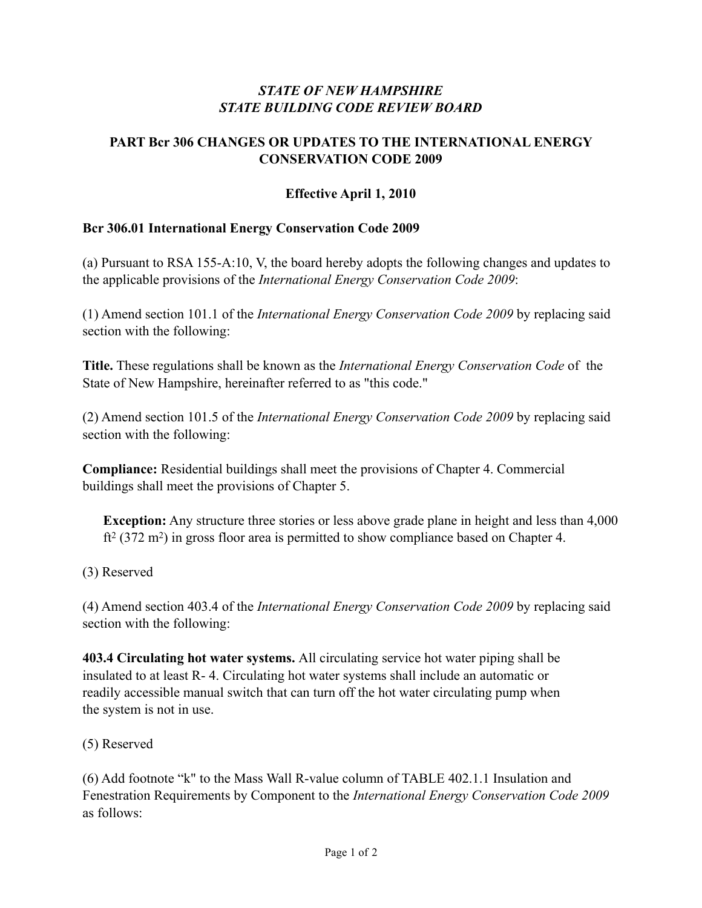***STATE OF NEW HAMPSHIRE***
***STATE BUILDING CODE REVIEW BOARD***

## PART Bcr 306 CHANGES OR UPDATES TO THE INTERNATIONAL ENERGY CONSERVATION CODE 2009

**Effective April 1, 2010**

### Bcr 306.01 International Energy Conservation Code 2009

(a) Pursuant to RSA 155-A:10, V, the board hereby adopts the following changes and updates to the applicable provisions of the *International Energy Conservation Code 2009*:

(1) Amend section 101.1 of the *International Energy Conservation Code 2009* by replacing said section with the following:

**Title.** These regulations shall be known as the *International Energy Conservation Code* of the State of New Hampshire, hereinafter referred to as "this code."

(2) Amend section 101.5 of the *International Energy Conservation Code 2009* by replacing said section with the following:

**Compliance:** Residential buildings shall meet the provisions of Chapter 4. Commercial buildings shall meet the provisions of Chapter 5.

> **Exception:** Any structure three stories or less above grade plane in height and less than 4,000 $ft^2$ (372 $m^2$) in gross floor area is permitted to show compliance based on Chapter 4.

(3) Reserved

(4) Amend section 403.4 of the *International Energy Conservation Code 2009* by replacing said section with the following:

**403.4 Circulating hot water systems.** All circulating service hot water piping shall be insulated to at least R- 4. Circulating hot water systems shall include an automatic or readily accessible manual switch that can turn off the hot water circulating pump when the system is not in use.

(5) Reserved

(6) Add footnote "k" to the Mass Wall R-value column of TABLE 402.1.1 Insulation and Fenestration Requirements by Component to the *International Energy Conservation Code 2009* as follows: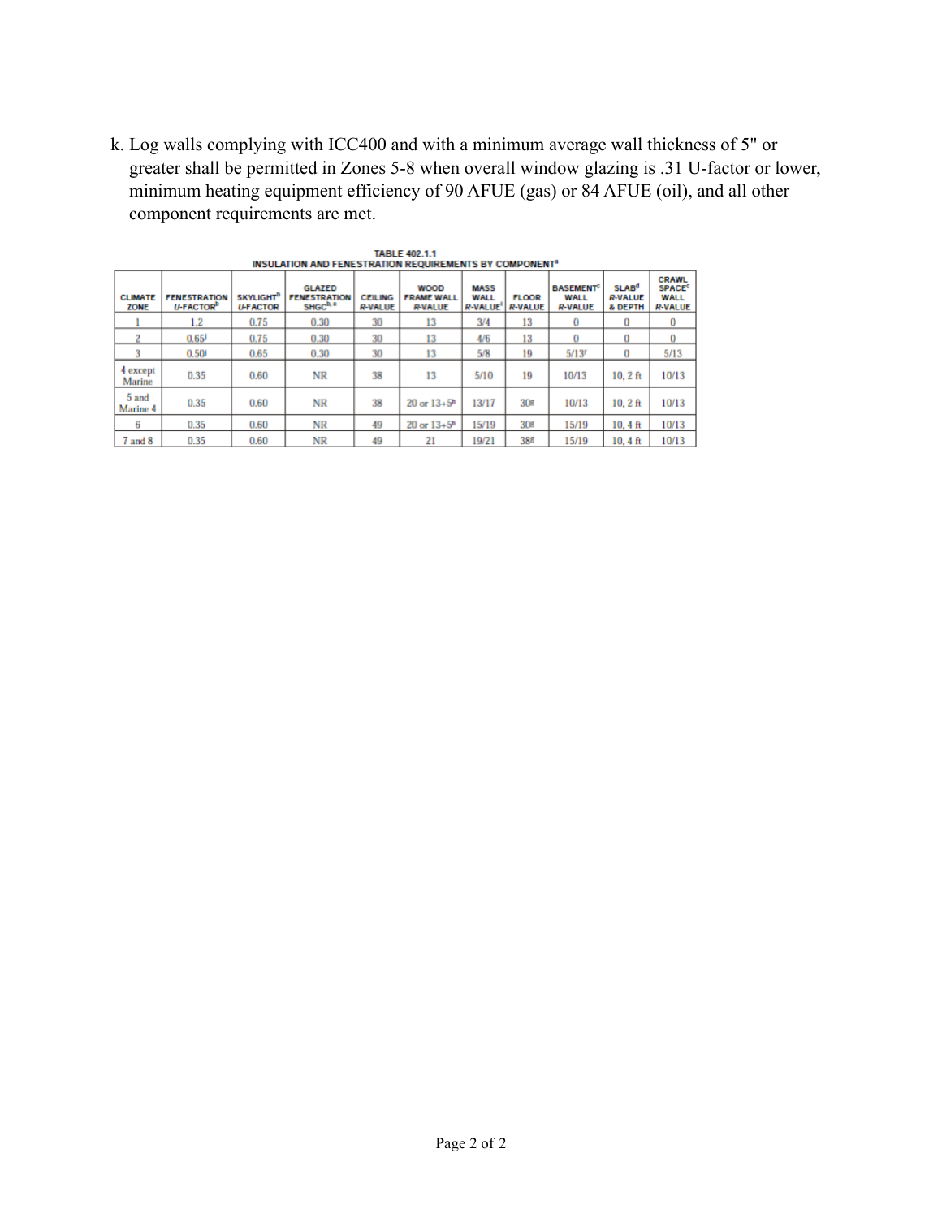k. Log walls complying with ICC400 and with a minimum average wall thickness of 5" or greater shall be permitted in Zones 5-8 when overall window glazing is .31 U-factor or lower, minimum heating equipment efficiency of 90 AFUE (gas) or 84 AFUE (oil), and all other component requirements are met.

**TABLE 402.1.1**
**INSULATION AND FENESTRATION REQUIREMENTS BY COMPONENT[a]**

| CLIMATE ZONE | FENESTRATION U-FACTOR[b] | SKYLIGHT[b] U-FACTOR | GLAZED FENESTRATION SHGC[b, e] | CEILING R-VALUE | WOOD FRAME WALL R-VALUE | MASS WALL R-VALUE[i] | FLOOR R-VALUE | BASEMENT[c] WALL R-VALUE | SLAB[d] R-VALUE & DEPTH | CRAWL SPACE[c] WALL R-VALUE |
|---|---|---|---|---|---|---|---|---|---|---|
| 1 | 1.2 | 0.75 | 0.30 | 30 | 13 | 3/4 | 13 | 0 | 0 | 0 |
| 2 | 0.65[j] | 0.75 | 0.30 | 30 | 13 | 4/6 | 13 | 0 | 0 | 0 |
| 3 | 0.50[j] | 0.65 | 0.30 | 30 | 13 | 5/8 | 19 | 5/13[f] | 0 | 5/13 |
| 4 except Marine | 0.35 | 0.60 | NR | 38 | 13 | 5/10 | 19 | 10/13 | 10, 2 ft | 10/13 |
| 5 and Marine 4 | 0.35 | 0.60 | NR | 38 | 20 or 13+5[h] | 13/17 | 30[g] | 10/13 | 10, 2 ft | 10/13 |
| 6 | 0.35 | 0.60 | NR | 49 | 20 or 13+5[h] | 15/19 | 30[g] | 15/19 | 10, 4 ft | 10/13 |
| 7 and 8 | 0.35 | 0.60 | NR | 49 | 21 | 19/21 | 38[g] | 15/19 | 10, 4 ft | 10/13 |